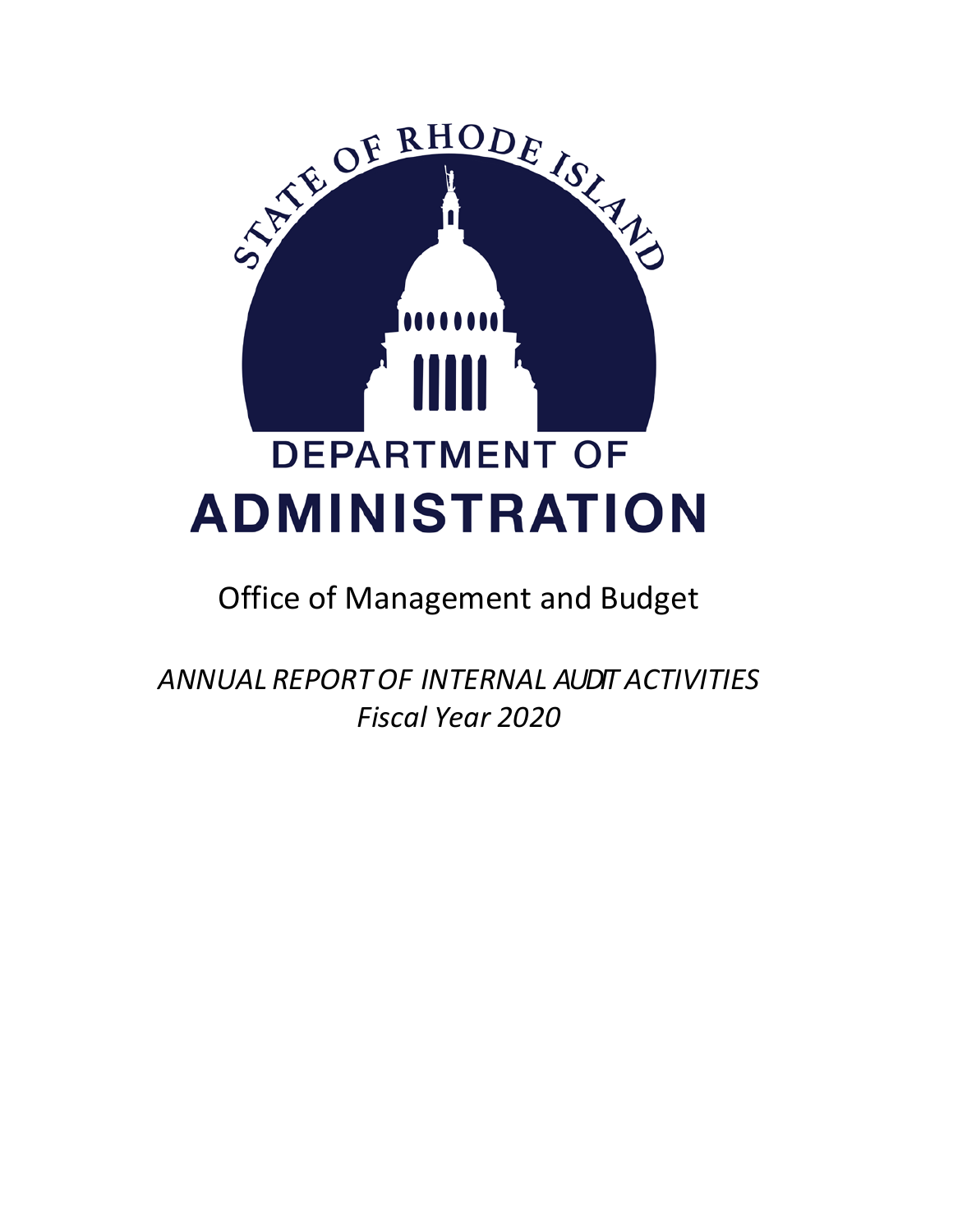STATE OF RHODE ISLAND

DEPARTMENT OF

# ADMINISTRATION

## Office of Management and Budget

*ANNUAL REPORT OF INTERNAL AUDIT ACTIVITIES*
*Fiscal Year 2020*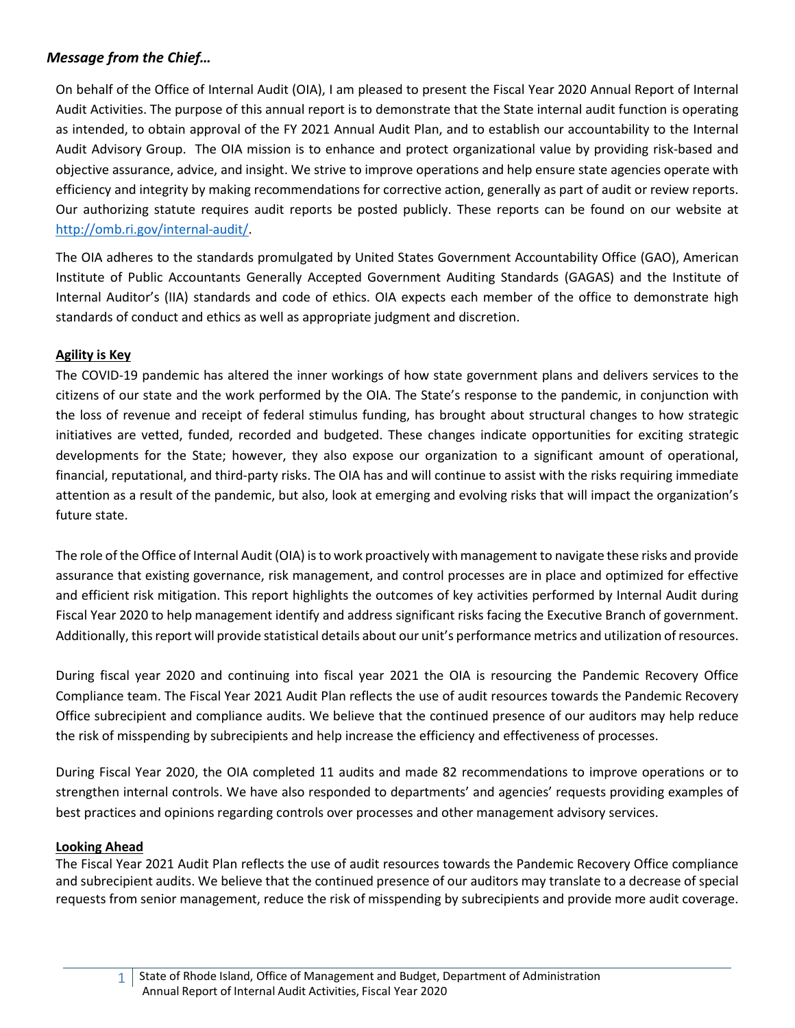## *Message from the Chief…*

On behalf of the Office of Internal Audit (OIA), I am pleased to present the Fiscal Year 2020 Annual Report of Internal Audit Activities. The purpose of this annual report is to demonstrate that the State internal audit function is operating as intended, to obtain approval of the FY 2021 Annual Audit Plan, and to establish our accountability to the Internal Audit Advisory Group. The OIA mission is to enhance and protect organizational value by providing risk-based and objective assurance, advice, and insight. We strive to improve operations and help ensure state agencies operate with efficiency and integrity by making recommendations for corrective action, generally as part of audit or review reports. Our authorizing statute requires audit reports be posted publicly. These reports can be found on our website at [http://omb.ri.gov/internal-audit/](http://omb.ri.gov/internal-audit/).

The OIA adheres to the standards promulgated by United States Government Accountability Office (GAO), American Institute of Public Accountants Generally Accepted Government Auditing Standards (GAGAS) and the Institute of Internal Auditor's (IIA) standards and code of ethics. OIA expects each member of the office to demonstrate high standards of conduct and ethics as well as appropriate judgment and discretion.

**Agility is Key**

The COVID-19 pandemic has altered the inner workings of how state government plans and delivers services to the citizens of our state and the work performed by the OIA. The State's response to the pandemic, in conjunction with the loss of revenue and receipt of federal stimulus funding, has brought about structural changes to how strategic initiatives are vetted, funded, recorded and budgeted. These changes indicate opportunities for exciting strategic developments for the State; however, they also expose our organization to a significant amount of operational, financial, reputational, and third-party risks. The OIA has and will continue to assist with the risks requiring immediate attention as a result of the pandemic, but also, look at emerging and evolving risks that will impact the organization's future state.

The role of the Office of Internal Audit (OIA) is to work proactively with management to navigate these risks and provide assurance that existing governance, risk management, and control processes are in place and optimized for effective and efficient risk mitigation. This report highlights the outcomes of key activities performed by Internal Audit during Fiscal Year 2020 to help management identify and address significant risks facing the Executive Branch of government. Additionally, this report will provide statistical details about our unit's performance metrics and utilization of resources.

During fiscal year 2020 and continuing into fiscal year 2021 the OIA is resourcing the Pandemic Recovery Office Compliance team. The Fiscal Year 2021 Audit Plan reflects the use of audit resources towards the Pandemic Recovery Office subrecipient and compliance audits. We believe that the continued presence of our auditors may help reduce the risk of misspending by subrecipients and help increase the efficiency and effectiveness of processes.

During Fiscal Year 2020, the OIA completed 11 audits and made 82 recommendations to improve operations or to strengthen internal controls. We have also responded to departments' and agencies' requests providing examples of best practices and opinions regarding controls over processes and other management advisory services.

**Looking Ahead**

The Fiscal Year 2021 Audit Plan reflects the use of audit resources towards the Pandemic Recovery Office compliance and subrecipient audits. We believe that the continued presence of our auditors may translate to a decrease of special requests from senior management, reduce the risk of misspending by subrecipients and provide more audit coverage.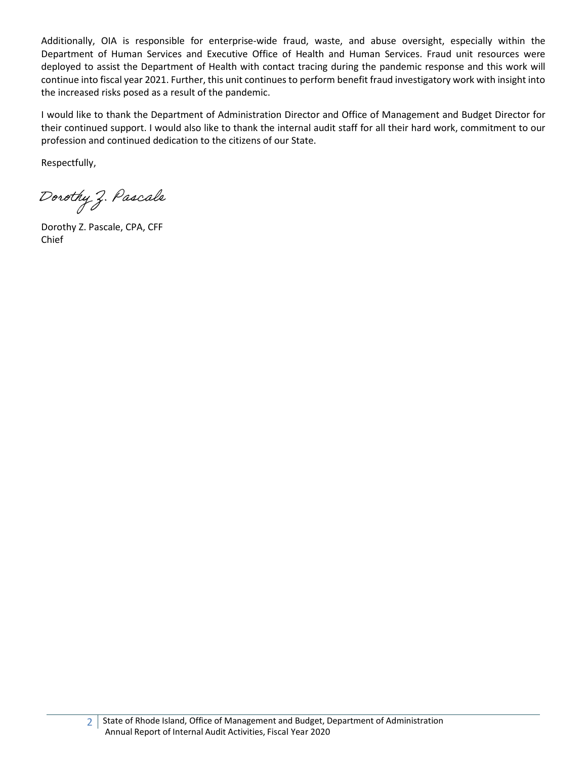Additionally, OIA is responsible for enterprise-wide fraud, waste, and abuse oversight, especially within the Department of Human Services and Executive Office of Health and Human Services. Fraud unit resources were deployed to assist the Department of Health with contact tracing during the pandemic response and this work will continue into fiscal year 2021. Further, this unit continues to perform benefit fraud investigatory work with insight into the increased risks posed as a result of the pandemic.

I would like to thank the Department of Administration Director and Office of Management and Budget Director for their continued support. I would also like to thank the internal audit staff for all their hard work, commitment to our profession and continued dedication to the citizens of our State.

Respectfully,

*Dorothy Z. Pascale*

Dorothy Z. Pascale, CPA, CFF
Chief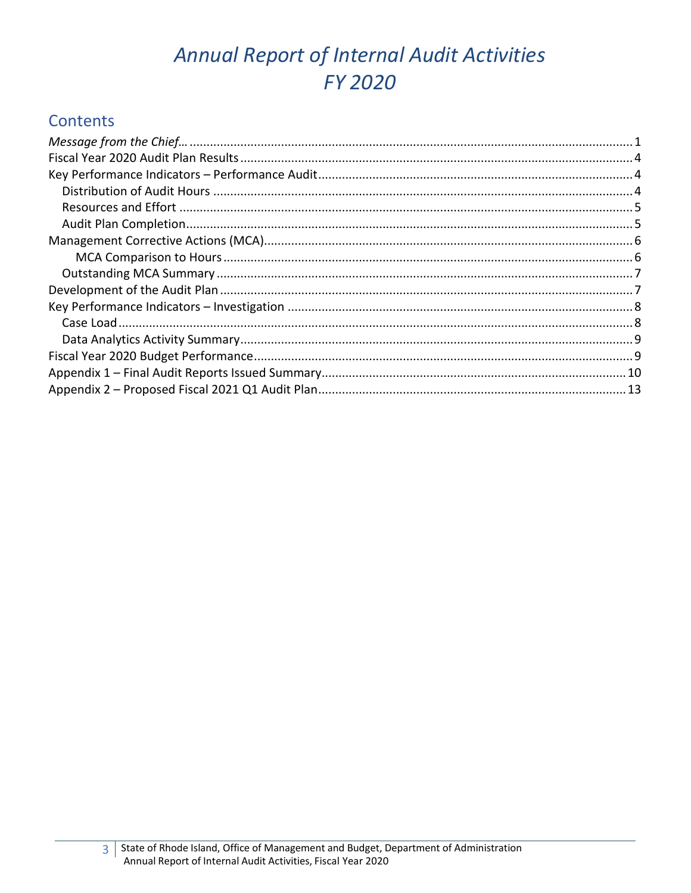# *Annual Report of Internal Audit Activities FY 2020*

## Contents

*Message from the Chief…* ........ 1
Fiscal Year 2020 Audit Plan Results ........ 4
Key Performance Indicators – Performance Audit ........ 4
  Distribution of Audit Hours ........ 4
  Resources and Effort ........ 5
  Audit Plan Completion ........ 5
Management Corrective Actions (MCA) ........ 6
    MCA Comparison to Hours ........ 6
  Outstanding MCA Summary ........ 7
Development of the Audit Plan ........ 7
Key Performance Indicators – Investigation ........ 8
  Case Load ........ 8
  Data Analytics Activity Summary ........ 9
Fiscal Year 2020 Budget Performance ........ 9
Appendix 1 – Final Audit Reports Issued Summary ........ 10
Appendix 2 – Proposed Fiscal 2021 Q1 Audit Plan ........ 13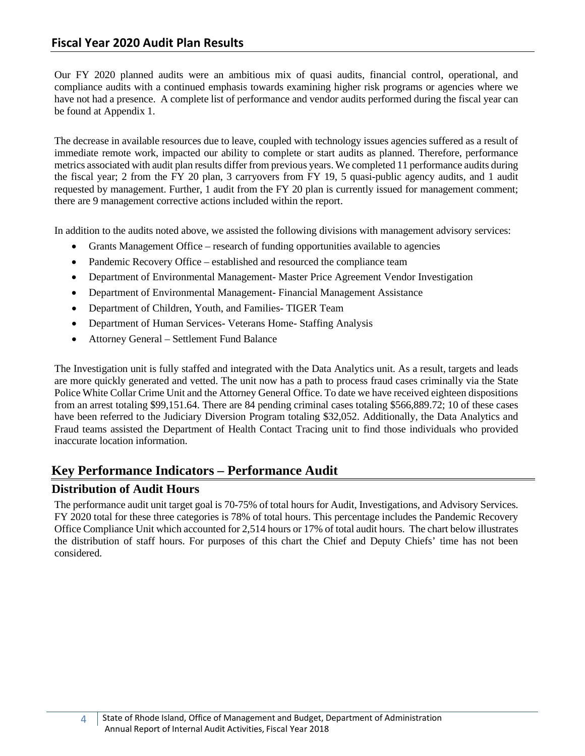## Fiscal Year 2020 Audit Plan Results

Our FY 2020 planned audits were an ambitious mix of quasi audits, financial control, operational, and compliance audits with a continued emphasis towards examining higher risk programs or agencies where we have not had a presence. A complete list of performance and vendor audits performed during the fiscal year can be found at Appendix 1.

The decrease in available resources due to leave, coupled with technology issues agencies suffered as a result of immediate remote work, impacted our ability to complete or start audits as planned. Therefore, performance metrics associated with audit plan results differ from previous years. We completed 11 performance audits during the fiscal year; 2 from the FY 20 plan, 3 carryovers from FY 19, 5 quasi-public agency audits, and 1 audit requested by management. Further, 1 audit from the FY 20 plan is currently issued for management comment; there are 9 management corrective actions included within the report.

In addition to the audits noted above, we assisted the following divisions with management advisory services:

- Grants Management Office – research of funding opportunities available to agencies
- Pandemic Recovery Office – established and resourced the compliance team
- Department of Environmental Management- Master Price Agreement Vendor Investigation
- Department of Environmental Management- Financial Management Assistance
- Department of Children, Youth, and Families- TIGER Team
- Department of Human Services- Veterans Home- Staffing Analysis
- Attorney General – Settlement Fund Balance

The Investigation unit is fully staffed and integrated with the Data Analytics unit. As a result, targets and leads are more quickly generated and vetted. The unit now has a path to process fraud cases criminally via the State Police White Collar Crime Unit and the Attorney General Office. To date we have received eighteen dispositions from an arrest totaling $99,151.64. There are 84 pending criminal cases totaling $566,889.72; 10 of these cases have been referred to the Judiciary Diversion Program totaling $32,052. Additionally, the Data Analytics and Fraud teams assisted the Department of Health Contact Tracing unit to find those individuals who provided inaccurate location information.

# Key Performance Indicators – Performance Audit

## Distribution of Audit Hours

The performance audit unit target goal is 70-75% of total hours for Audit, Investigations, and Advisory Services. FY 2020 total for these three categories is 78% of total hours. This percentage includes the Pandemic Recovery Office Compliance Unit which accounted for 2,514 hours or 17% of total audit hours. The chart below illustrates the distribution of staff hours. For purposes of this chart the Chief and Deputy Chiefs' time has not been considered.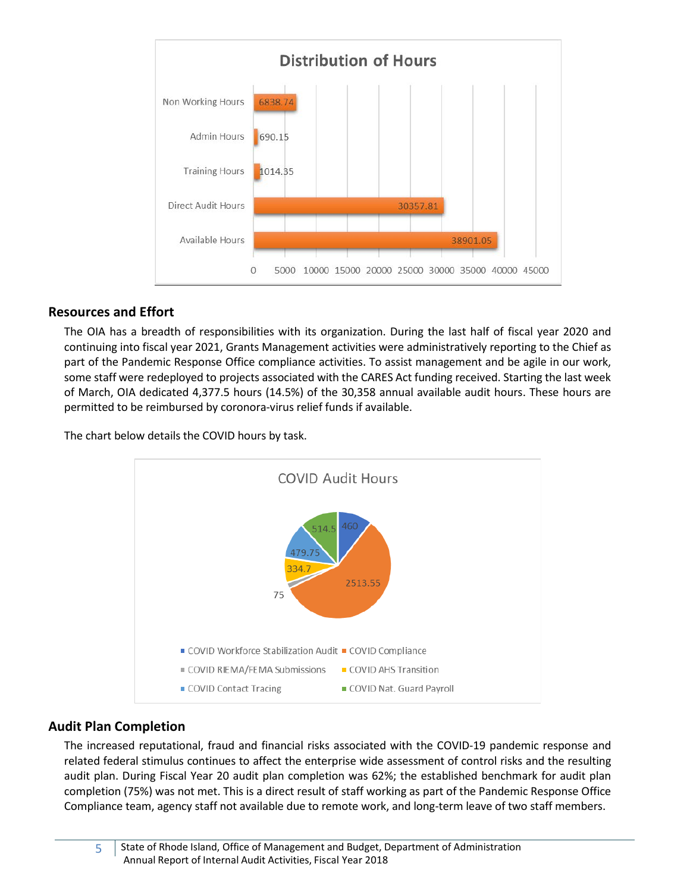**Distribution of Hours**

| Category | Hours |
|---|---|
| Non Working Hours | 6838.74 |
| Admin Hours | 690.15 |
| Training Hours | 1014.35 |
| Direct Audit Hours | 30357.81 |
| Available Hours | 38901.05 |

## Resources and Effort

The OIA has a breadth of responsibilities with its organization. During the last half of fiscal year 2020 and continuing into fiscal year 2021, Grants Management activities were administratively reporting to the Chief as part of the Pandemic Response Office compliance activities. To assist management and be agile in our work, some staff were redeployed to projects associated with the CARES Act funding received. Starting the last week of March, OIA dedicated 4,377.5 hours (14.5%) of the 30,358 annual available audit hours. These hours are permitted to be reimbursed by coronora-virus relief funds if available.

The chart below details the COVID hours by task.

**COVID Audit Hours**

| Task | Hours |
|---|---|
| COVID Workforce Stabilization Audit | 460 |
| COVID Compliance | 2513.55 |
| COVID RIEMA/FEMA Submissions | 75 |
| COVID AHS Transition | 334.7 |
| COVID Contact Tracing | 479.75 |
| COVID Nat. Guard Payroll | 514.5 |

## Audit Plan Completion

The increased reputational, fraud and financial risks associated with the COVID-19 pandemic response and related federal stimulus continues to affect the enterprise wide assessment of control risks and the resulting audit plan. During Fiscal Year 20 audit plan completion was 62%; the established benchmark for audit plan completion (75%) was not met. This is a direct result of staff working as part of the Pandemic Response Office Compliance team, agency staff not available due to remote work, and long-term leave of two staff members.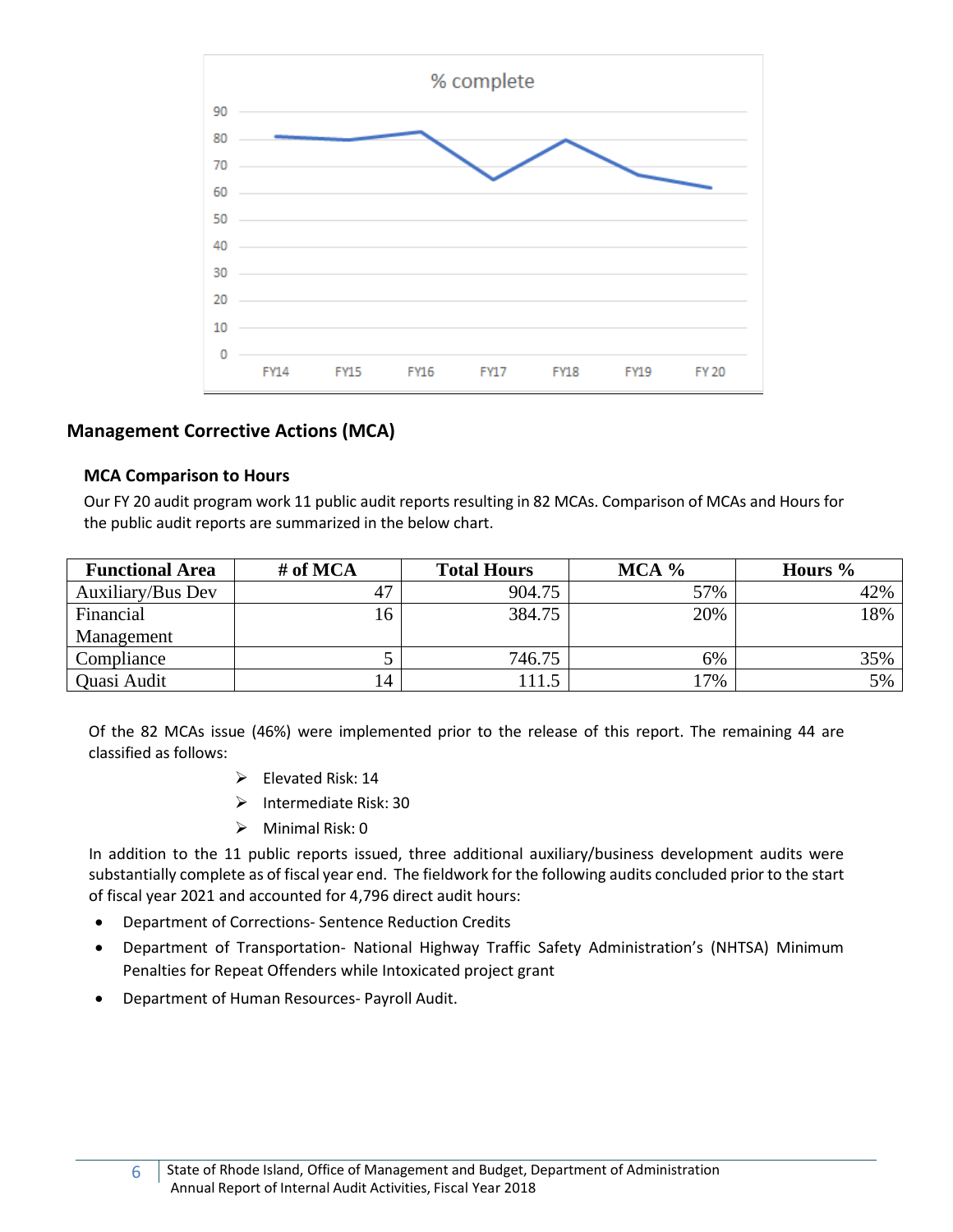## Management Corrective Actions (MCA)

### MCA Comparison to Hours

Our FY 20 audit program work 11 public audit reports resulting in 82 MCAs. Comparison of MCAs and Hours for the public audit reports are summarized in the below chart.

| Functional Area | # of MCA | Total Hours | MCA % | Hours % |
|---|---|---|---|---|
| Auxiliary/Bus Dev | 47 | 904.75 | 57% | 42% |
| Financial Management | 16 | 384.75 | 20% | 18% |
| Compliance | 5 | 746.75 | 6% | 35% |
| Quasi Audit | 14 | 111.5 | 17% | 5% |

Of the 82 MCAs issue (46%) were implemented prior to the release of this report. The remaining 44 are classified as follows:

- Elevated Risk: 14
- Intermediate Risk: 30
- Minimal Risk: 0

In addition to the 11 public reports issued, three additional auxiliary/business development audits were substantially complete as of fiscal year end. The fieldwork for the following audits concluded prior to the start of fiscal year 2021 and accounted for 4,796 direct audit hours:

- Department of Corrections- Sentence Reduction Credits
- Department of Transportation- National Highway Traffic Safety Administration's (NHTSA) Minimum Penalties for Repeat Offenders while Intoxicated project grant
- Department of Human Resources- Payroll Audit.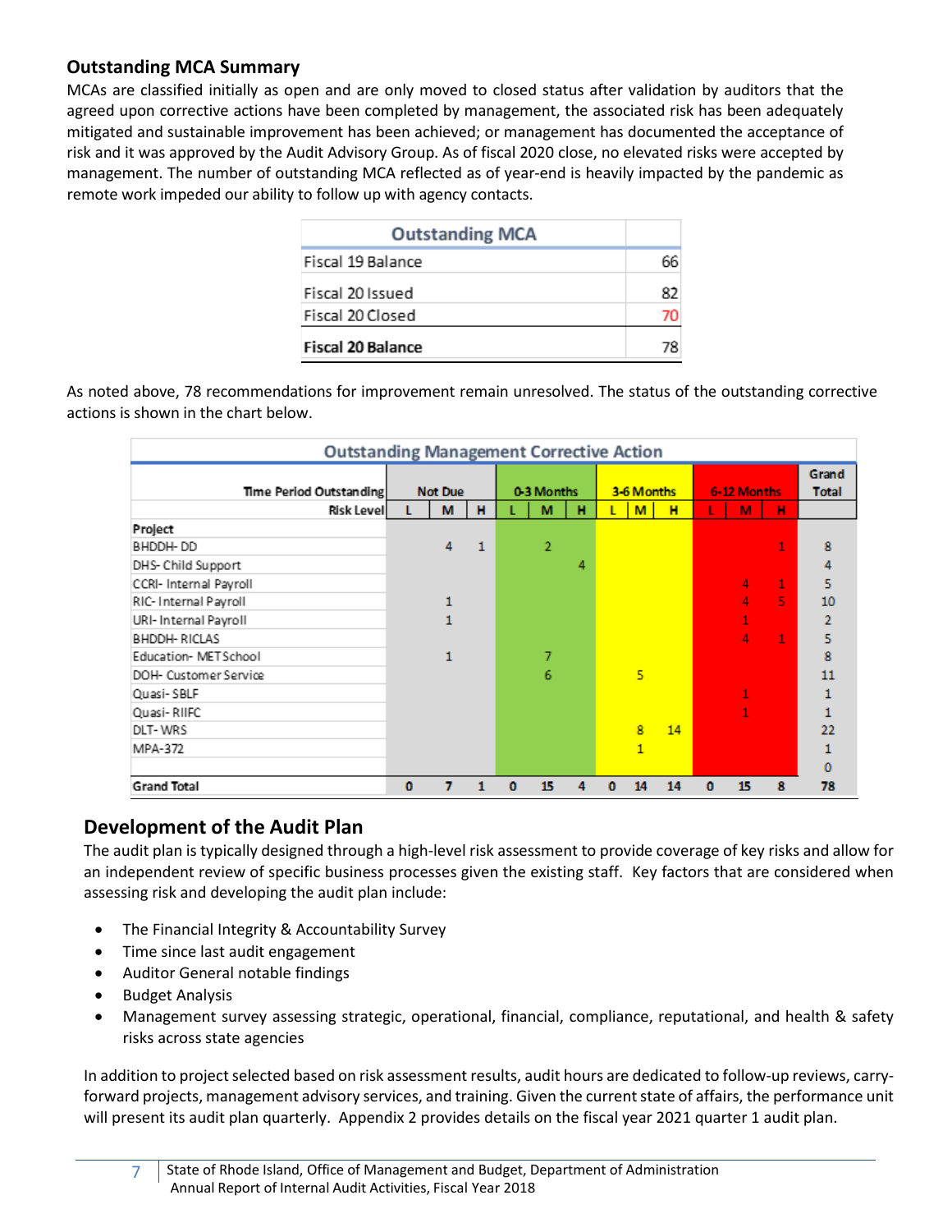## Outstanding MCA Summary

MCAs are classified initially as open and are only moved to closed status after validation by auditors that the agreed upon corrective actions have been completed by management, the associated risk has been adequately mitigated and sustainable improvement has been achieved; or management has documented the acceptance of risk and it was approved by the Audit Advisory Group. As of fiscal 2020 close, no elevated risks were accepted by management. The number of outstanding MCA reflected as of year-end is heavily impacted by the pandemic as remote work impeded our ability to follow up with agency contacts.

| Outstanding MCA | |
|---|---|
| Fiscal 19 Balance | 66 |
| Fiscal 20 Issued | 82 |
| Fiscal 20 Closed | 70 |
| **Fiscal 20 Balance** | 78 |

As noted above, 78 recommendations for improvement remain unresolved. The status of the outstanding corrective actions is shown in the chart below.

**Outstanding Management Corrective Action**

| Time Period Outstanding | Not Due | | | 0-3 Months | | | 3-6 Months | | | 6-12 Months | | | Grand Total |
|---|---|---|---|---|---|---|---|---|---|---|---|---|---|
| Risk Level | L | M | H | L | M | H | L | M | H | L | M | H | |
| **Project** | | | | | | | | | | | | | |
| BHDDH- DD | | 4 | 1 | | 2 | | | | | | | 1 | 8 |
| DHS- Child Support | | | | | | 4 | | | | | | | 4 |
| CCRI- Internal Payroll | | | | | | | | | | | 4 | 1 | 5 |
| RIC- Internal Payroll | | 1 | | | | | | | | | 4 | 5 | 10 |
| URI- Internal Payroll | | 1 | | | | | | | | | 1 | | 2 |
| BHDDH- RICLAS | | | | | | | | | | | 4 | 1 | 5 |
| Education- MET School | | 1 | | | 7 | | | | | | | | 8 |
| DOH- Customer Service | | | | | 6 | | | 5 | | | | | 11 |
| Quasi- SBLF | | | | | | | | | | | 1 | | 1 |
| Quasi- RIIFC | | | | | | | | | | | 1 | | 1 |
| DLT- WRS | | | | | | | | 8 | 14 | | | | 22 |
| MPA-372 | | | | | | | | 1 | | | | | 1 |
| | | | | | | | | | | | | | 0 |
| **Grand Total** | 0 | 7 | 1 | 0 | 15 | 4 | 0 | 14 | 14 | 0 | 15 | 8 | 78 |

## Development of the Audit Plan

The audit plan is typically designed through a high-level risk assessment to provide coverage of key risks and allow for an independent review of specific business processes given the existing staff. Key factors that are considered when assessing risk and developing the audit plan include:

- The Financial Integrity & Accountability Survey
- Time since last audit engagement
- Auditor General notable findings
- Budget Analysis
- Management survey assessing strategic, operational, financial, compliance, reputational, and health & safety risks across state agencies

In addition to project selected based on risk assessment results, audit hours are dedicated to follow-up reviews, carry-forward projects, management advisory services, and training. Given the current state of affairs, the performance unit will present its audit plan quarterly. Appendix 2 provides details on the fiscal year 2021 quarter 1 audit plan.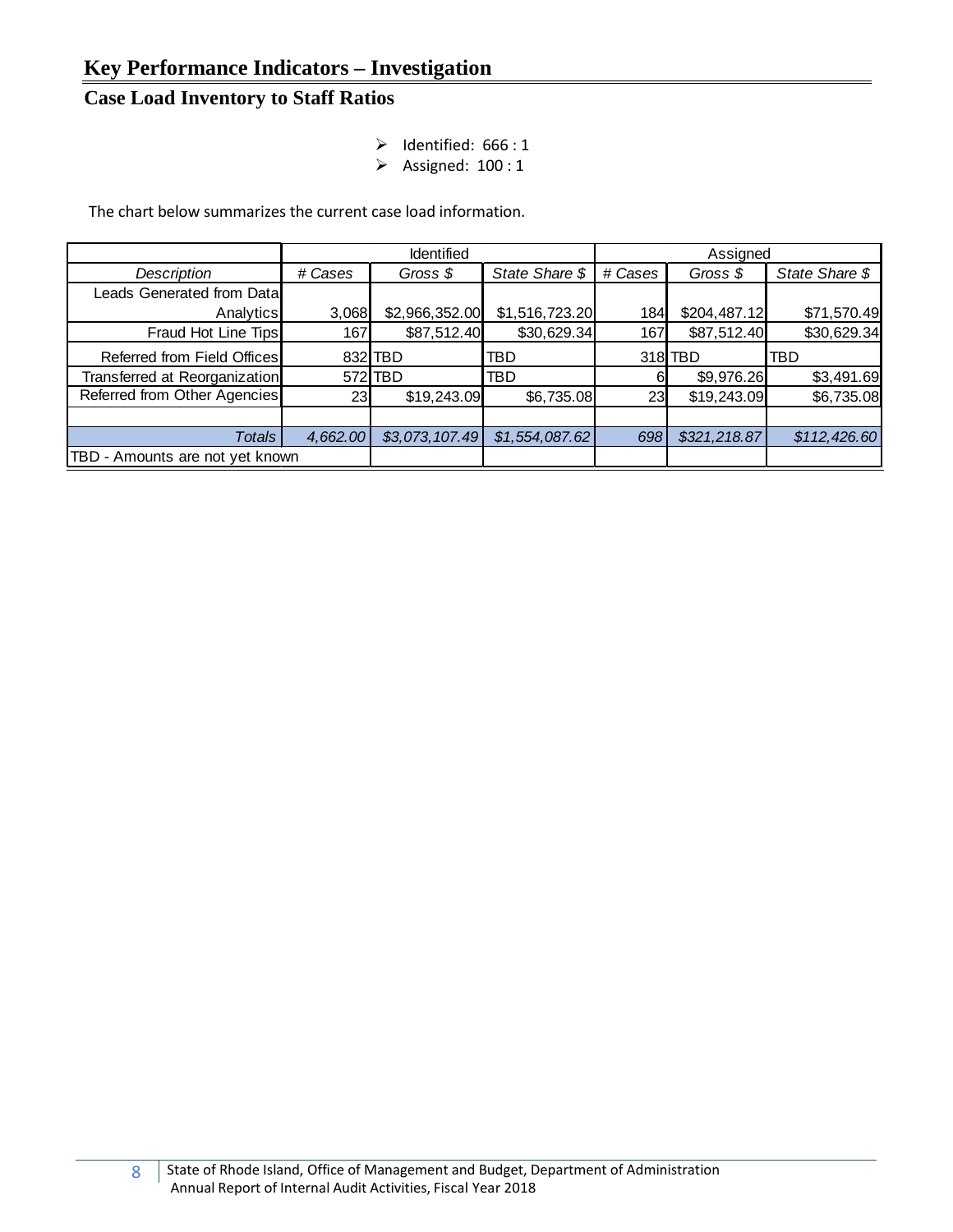## Key Performance Indicators – Investigation

### Case Load Inventory to Staff Ratios

- Identified: 666 : 1
- Assigned: 100 : 1

The chart below summarizes the current case load information.

| | Identified | | | Assigned | | |
|---|---|---|---|---|---|---|
| *Description* | *# Cases* | *Gross $* | *State Share $* | *# Cases* | *Gross $* | *State Share $* |
| Leads Generated from Data Analytics | 3,068 | $2,966,352.00 | $1,516,723.20 | 184 | $204,487.12 | $71,570.49 |
| Fraud Hot Line Tips | 167 | $87,512.40 | $30,629.34 | 167 | $87,512.40 | $30,629.34 |
| Referred from Field Offices | 832 | TBD | TBD | 318 | TBD | TBD |
| Transferred at Reorganization | 572 | TBD | TBD | 6 | $9,976.26 | $3,491.69 |
| Referred from Other Agencies | 23 | $19,243.09 | $6,735.08 | 23 | $19,243.09 | $6,735.08 |
| | | | | | | |
| *Totals* | *4,662.00* | *$3,073,107.49* | *$1,554,087.62* | *698* | *$321,218.87* | *$112,426.60* |
| TBD - Amounts are not yet known | | | | | | |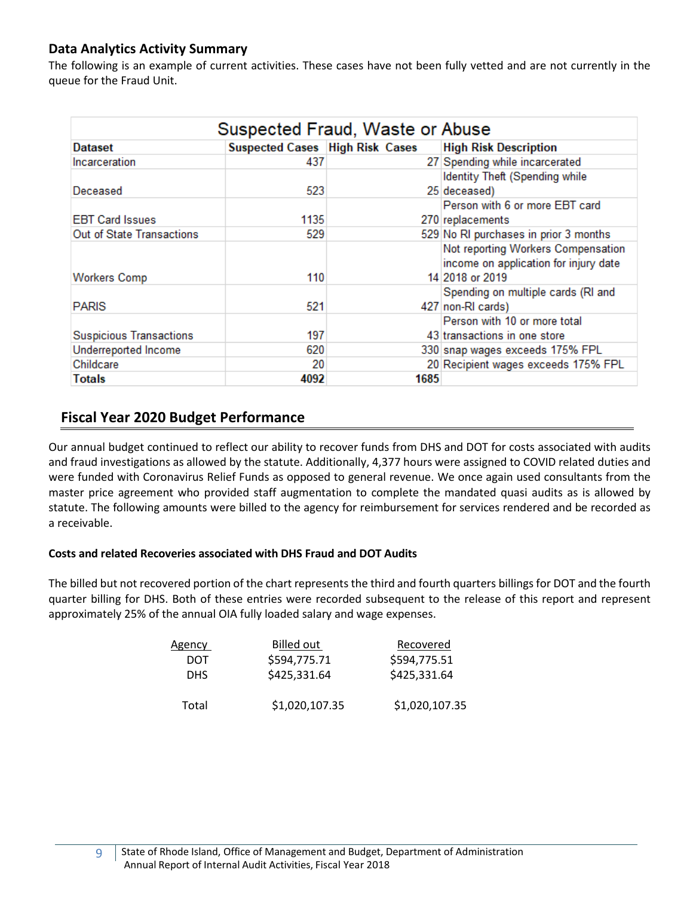## Data Analytics Activity Summary

The following is an example of current activities. These cases have not been fully vetted and are not currently in the queue for the Fraud Unit.

| Suspected Fraud, Waste or Abuse | | | |
|---|---|---|---|
| **Dataset** | **Suspected Cases** | **High Risk Cases** | **High Risk Description** |
| Incarceration | 437 | 27 | Spending while incarcerated |
| Deceased | 523 | 25 | Identity Theft (Spending while deceased) |
| EBT Card Issues | 1135 | 270 | Person with 6 or more EBT card replacements |
| Out of State Transactions | 529 | 529 | No RI purchases in prior 3 months |
| Workers Comp | 110 | 14 | Not reporting Workers Compensation income on application for injury date 2018 or 2019 |
| PARIS | 521 | 427 | Spending on multiple cards (RI and non-RI cards) |
| Suspicious Transactions | 197 | 43 | Person with 10 or more total transactions in one store |
| Underreported Income | 620 | 330 | snap wages exceeds 175% FPL |
| Childcare | 20 | 20 | Recipient wages exceeds 175% FPL |
| **Totals** | **4092** | **1685** | |

## Fiscal Year 2020 Budget Performance

Our annual budget continued to reflect our ability to recover funds from DHS and DOT for costs associated with audits and fraud investigations as allowed by the statute. Additionally, 4,377 hours were assigned to COVID related duties and were funded with Coronavirus Relief Funds as opposed to general revenue. We once again used consultants from the master price agreement who provided staff augmentation to complete the mandated quasi audits as is allowed by statute. The following amounts were billed to the agency for reimbursement for services rendered and be recorded as a receivable.

**Costs and related Recoveries associated with DHS Fraud and DOT Audits**

The billed but not recovered portion of the chart represents the third and fourth quarters billings for DOT and the fourth quarter billing for DHS. Both of these entries were recorded subsequent to the release of this report and represent approximately 25% of the annual OIA fully loaded salary and wage expenses.

| Agency | Billed out | Recovered |
|---|---|---|
| DOT | $594,775.71 | $594,775.51 |
| DHS | $425,331.64 | $425,331.64 |
| Total | $1,020,107.35 | $1,020,107.35 |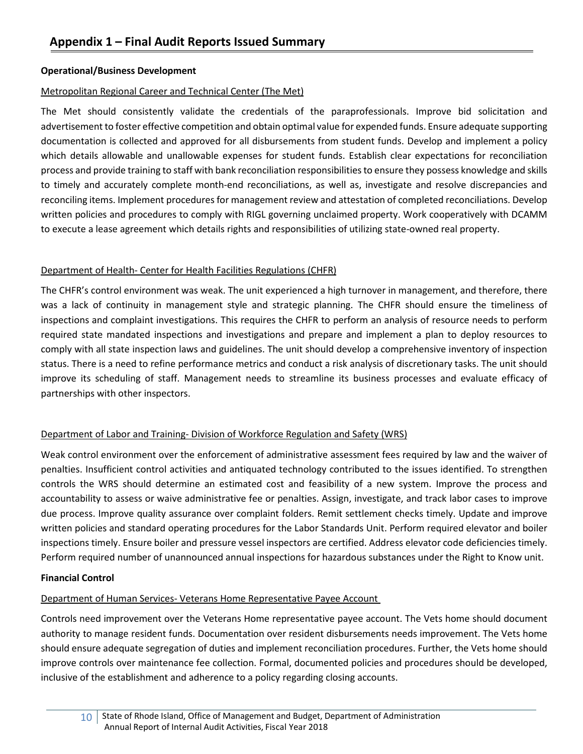# Appendix 1 – Final Audit Reports Issued Summary

**Operational/Business Development**

Metropolitan Regional Career and Technical Center (The Met)

The Met should consistently validate the credentials of the paraprofessionals. Improve bid solicitation and advertisement to foster effective competition and obtain optimal value for expended funds. Ensure adequate supporting documentation is collected and approved for all disbursements from student funds. Develop and implement a policy which details allowable and unallowable expenses for student funds. Establish clear expectations for reconciliation process and provide training to staff with bank reconciliation responsibilities to ensure they possess knowledge and skills to timely and accurately complete month-end reconciliations, as well as, investigate and resolve discrepancies and reconciling items. Implement procedures for management review and attestation of completed reconciliations. Develop written policies and procedures to comply with RIGL governing unclaimed property. Work cooperatively with DCAMM to execute a lease agreement which details rights and responsibilities of utilizing state-owned real property.

Department of Health- Center for Health Facilities Regulations (CHFR)

The CHFR's control environment was weak. The unit experienced a high turnover in management, and therefore, there was a lack of continuity in management style and strategic planning. The CHFR should ensure the timeliness of inspections and complaint investigations. This requires the CHFR to perform an analysis of resource needs to perform required state mandated inspections and investigations and prepare and implement a plan to deploy resources to comply with all state inspection laws and guidelines. The unit should develop a comprehensive inventory of inspection status. There is a need to refine performance metrics and conduct a risk analysis of discretionary tasks. The unit should improve its scheduling of staff. Management needs to streamline its business processes and evaluate efficacy of partnerships with other inspectors.

Department of Labor and Training- Division of Workforce Regulation and Safety (WRS)

Weak control environment over the enforcement of administrative assessment fees required by law and the waiver of penalties. Insufficient control activities and antiquated technology contributed to the issues identified. To strengthen controls the WRS should determine an estimated cost and feasibility of a new system. Improve the process and accountability to assess or waive administrative fee or penalties. Assign, investigate, and track labor cases to improve due process. Improve quality assurance over complaint folders. Remit settlement checks timely. Update and improve written policies and standard operating procedures for the Labor Standards Unit. Perform required elevator and boiler inspections timely. Ensure boiler and pressure vessel inspectors are certified. Address elevator code deficiencies timely. Perform required number of unannounced annual inspections for hazardous substances under the Right to Know unit.

**Financial Control**

Department of Human Services- Veterans Home Representative Payee Account

Controls need improvement over the Veterans Home representative payee account. The Vets home should document authority to manage resident funds. Documentation over resident disbursements needs improvement. The Vets home should ensure adequate segregation of duties and implement reconciliation procedures. Further, the Vets home should improve controls over maintenance fee collection. Formal, documented policies and procedures should be developed, inclusive of the establishment and adherence to a policy regarding closing accounts.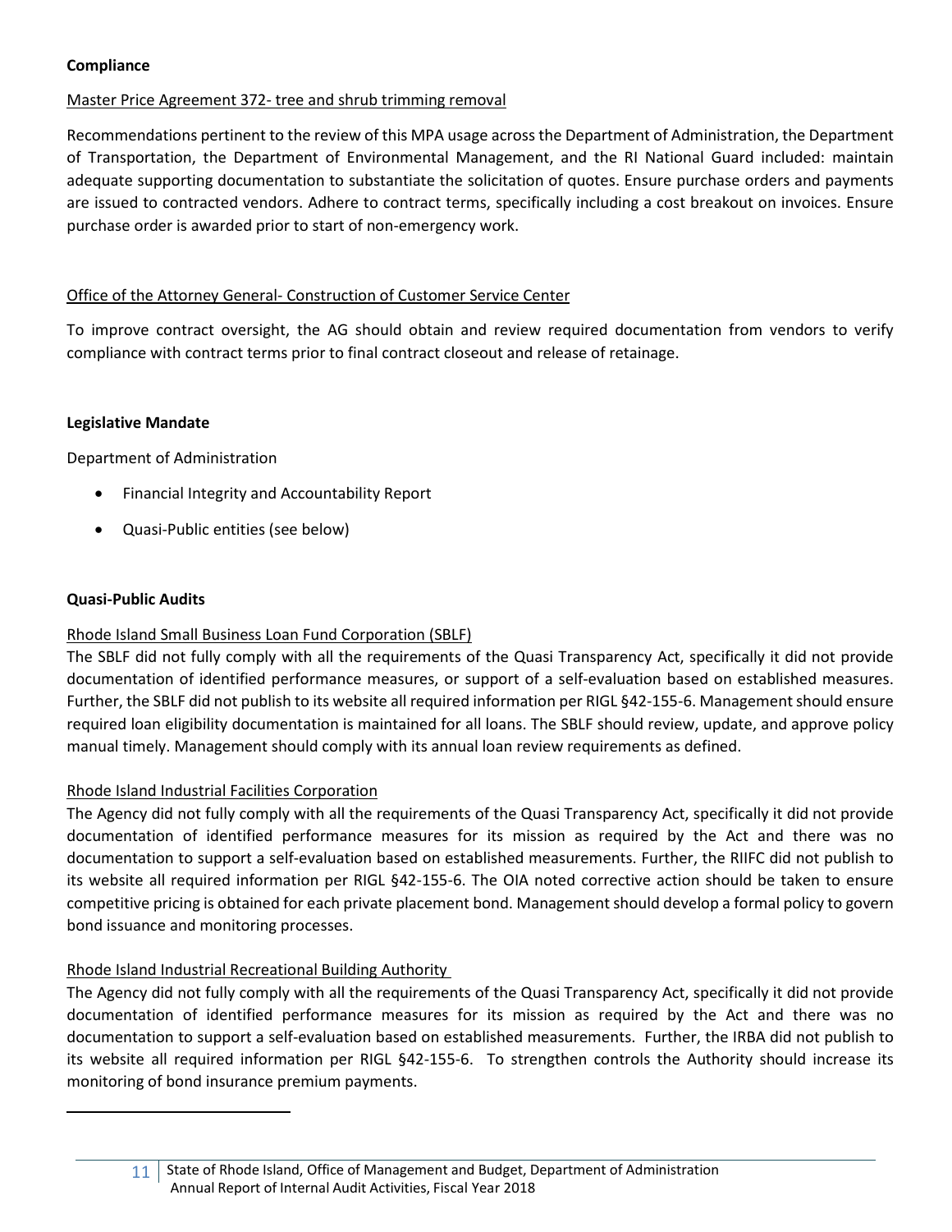**Compliance**

Master Price Agreement 372- tree and shrub trimming removal

Recommendations pertinent to the review of this MPA usage across the Department of Administration, the Department of Transportation, the Department of Environmental Management, and the RI National Guard included: maintain adequate supporting documentation to substantiate the solicitation of quotes. Ensure purchase orders and payments are issued to contracted vendors. Adhere to contract terms, specifically including a cost breakout on invoices. Ensure purchase order is awarded prior to start of non-emergency work.

Office of the Attorney General- Construction of Customer Service Center

To improve contract oversight, the AG should obtain and review required documentation from vendors to verify compliance with contract terms prior to final contract closeout and release of retainage.

**Legislative Mandate**

Department of Administration

- Financial Integrity and Accountability Report
- Quasi-Public entities (see below)

**Quasi-Public Audits**

Rhode Island Small Business Loan Fund Corporation (SBLF)

The SBLF did not fully comply with all the requirements of the Quasi Transparency Act, specifically it did not provide documentation of identified performance measures, or support of a self-evaluation based on established measures. Further, the SBLF did not publish to its website all required information per RIGL §42-155-6. Management should ensure required loan eligibility documentation is maintained for all loans. The SBLF should review, update, and approve policy manual timely. Management should comply with its annual loan review requirements as defined.

Rhode Island Industrial Facilities Corporation

The Agency did not fully comply with all the requirements of the Quasi Transparency Act, specifically it did not provide documentation of identified performance measures for its mission as required by the Act and there was no documentation to support a self-evaluation based on established measurements. Further, the RIIFC did not publish to its website all required information per RIGL §42-155-6. The OIA noted corrective action should be taken to ensure competitive pricing is obtained for each private placement bond. Management should develop a formal policy to govern bond issuance and monitoring processes.

Rhode Island Industrial Recreational Building Authority

The Agency did not fully comply with all the requirements of the Quasi Transparency Act, specifically it did not provide documentation of identified performance measures for its mission as required by the Act and there was no documentation to support a self-evaluation based on established measurements. Further, the IRBA did not publish to its website all required information per RIGL §42-155-6. To strengthen controls the Authority should increase its monitoring of bond insurance premium payments.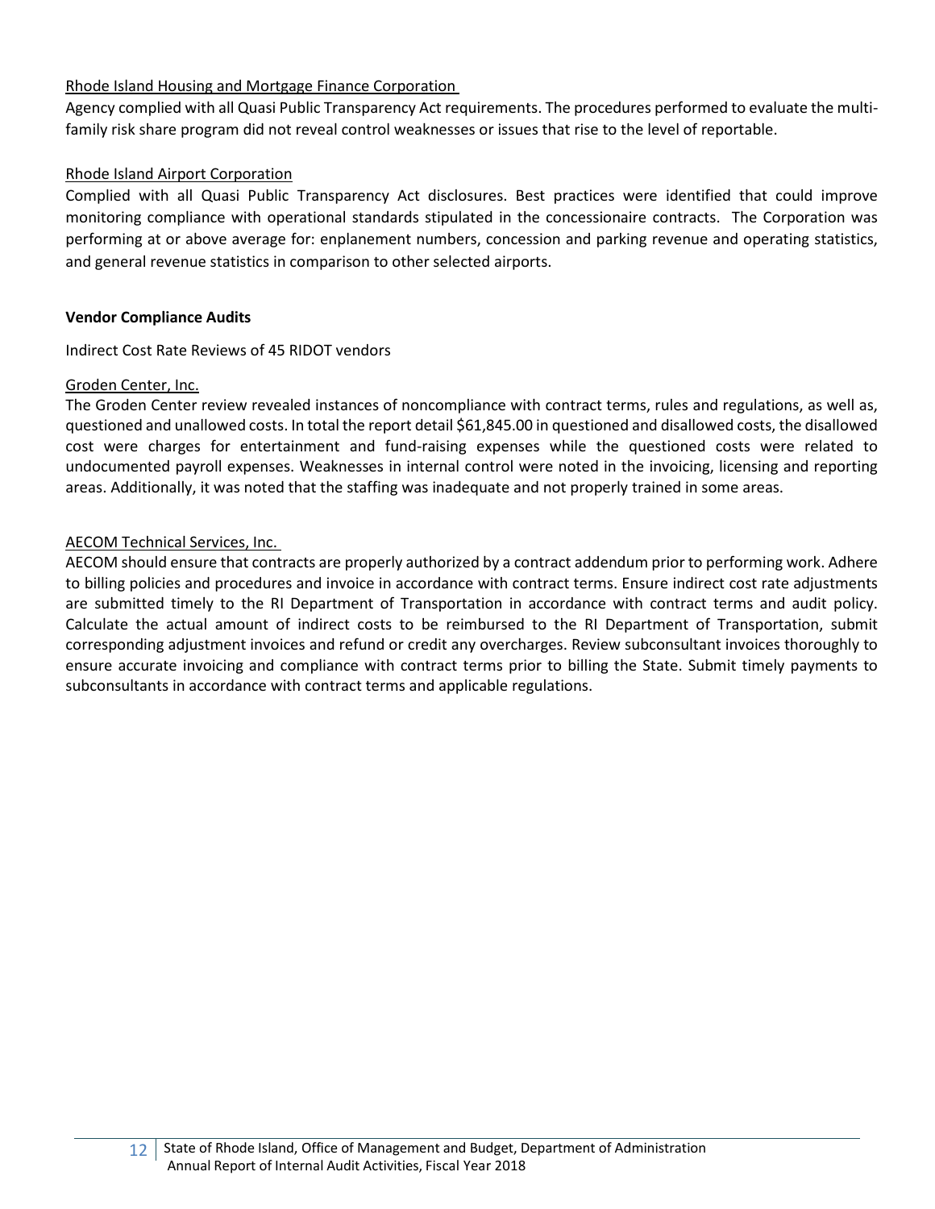Rhode Island Housing and Mortgage Finance Corporation

Agency complied with all Quasi Public Transparency Act requirements. The procedures performed to evaluate the multi-family risk share program did not reveal control weaknesses or issues that rise to the level of reportable.

Rhode Island Airport Corporation

Complied with all Quasi Public Transparency Act disclosures. Best practices were identified that could improve monitoring compliance with operational standards stipulated in the concessionaire contracts. The Corporation was performing at or above average for: enplanement numbers, concession and parking revenue and operating statistics, and general revenue statistics in comparison to other selected airports.

**Vendor Compliance Audits**

Indirect Cost Rate Reviews of 45 RIDOT vendors

Groden Center, Inc.

The Groden Center review revealed instances of noncompliance with contract terms, rules and regulations, as well as, questioned and unallowed costs. In total the report detail $61,845.00 in questioned and disallowed costs, the disallowed cost were charges for entertainment and fund-raising expenses while the questioned costs were related to undocumented payroll expenses. Weaknesses in internal control were noted in the invoicing, licensing and reporting areas. Additionally, it was noted that the staffing was inadequate and not properly trained in some areas.

AECOM Technical Services, Inc.

AECOM should ensure that contracts are properly authorized by a contract addendum prior to performing work. Adhere to billing policies and procedures and invoice in accordance with contract terms. Ensure indirect cost rate adjustments are submitted timely to the RI Department of Transportation in accordance with contract terms and audit policy. Calculate the actual amount of indirect costs to be reimbursed to the RI Department of Transportation, submit corresponding adjustment invoices and refund or credit any overcharges. Review subconsultant invoices thoroughly to ensure accurate invoicing and compliance with contract terms prior to billing the State. Submit timely payments to subconsultants in accordance with contract terms and applicable regulations.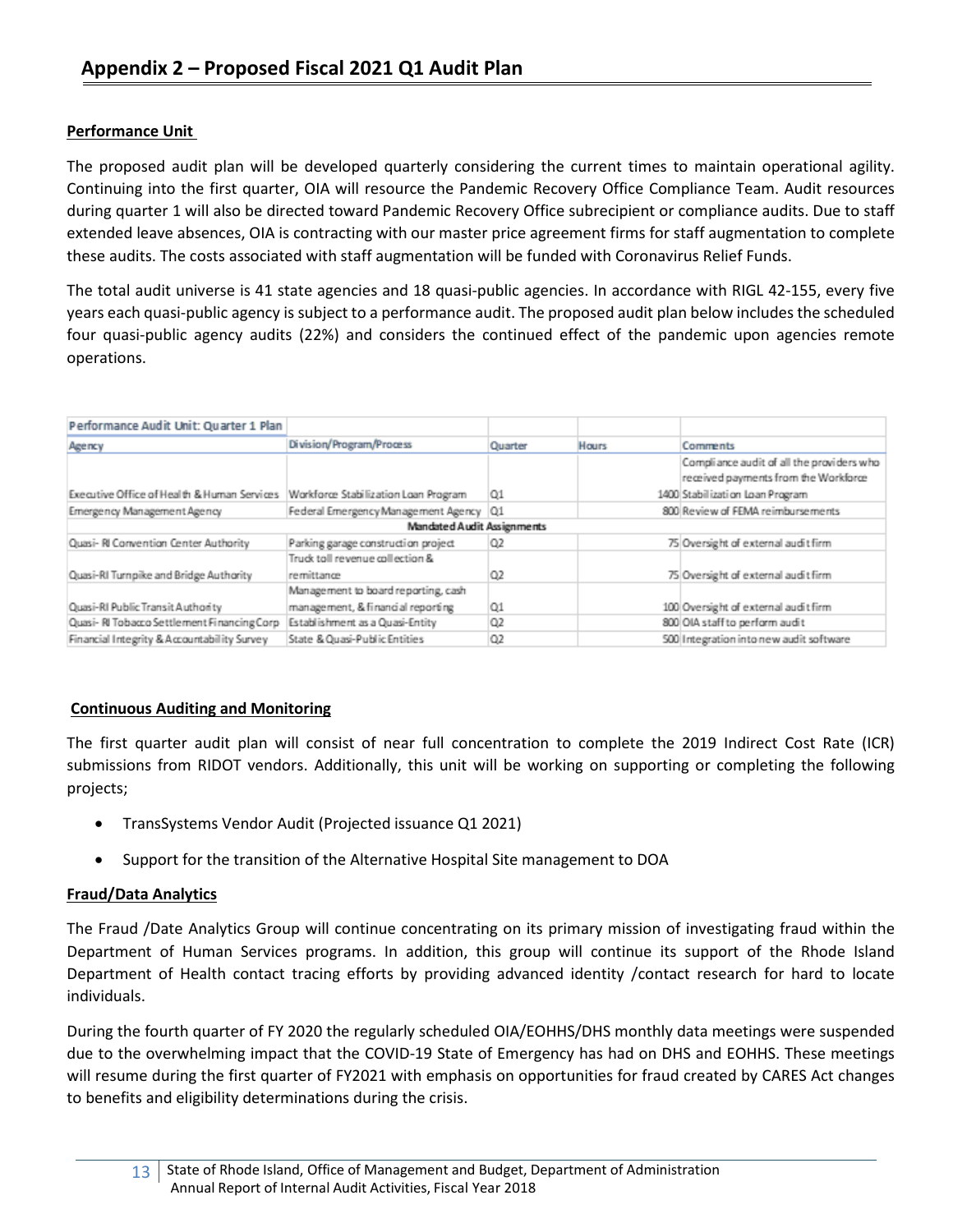# Appendix 2 – Proposed Fiscal 2021 Q1 Audit Plan

**Performance Unit**

The proposed audit plan will be developed quarterly considering the current times to maintain operational agility. Continuing into the first quarter, OIA will resource the Pandemic Recovery Office Compliance Team. Audit resources during quarter 1 will also be directed toward Pandemic Recovery Office subrecipient or compliance audits. Due to staff extended leave absences, OIA is contracting with our master price agreement firms for staff augmentation to complete these audits. The costs associated with staff augmentation will be funded with Coronavirus Relief Funds.

The total audit universe is 41 state agencies and 18 quasi-public agencies. In accordance with RIGL 42-155, every five years each quasi-public agency is subject to a performance audit. The proposed audit plan below includes the scheduled four quasi-public agency audits (22%) and considers the continued effect of the pandemic upon agencies remote operations.

| Performance Audit Unit: Quarter 1 Plan | | | | |
|---|---|---|---|---|
| Agency | Division/Program/Process | Quarter | Hours | Comments |
| Executive Office of Health & Human Services | Workforce Stabilization Loan Program | Q1 | 1400 | Compliance audit of all the providers who received payments from the Workforce Stabilization Loan Program |
| Emergency Management Agency | Federal Emergency Management Agency | Q1 | 800 | Review of FEMA reimbursements |
| Mandated Audit Assignments | | | | |
| Quasi- RI Convention Center Authority | Parking garage construction project | Q2 | 75 | Oversight of external audit firm |
| Quasi-RI Turnpike and Bridge Authority | Truck toll revenue collection & remittance | Q2 | 75 | Oversight of external audit firm |
| Quasi-RI Public Transit Authority | Management to board reporting, cash management, & financial reporting | Q1 | 100 | Oversight of external audit firm |
| Quasi- RI Tobacco Settlement Financing Corp | Establishment as a Quasi-Entity | Q2 | 800 | OIA staff to perform audit |
| Financial Integrity & Accountability Survey | State & Quasi-Public Entities | Q2 | 500 | Integration into new audit software |

**Continuous Auditing and Monitoring**

The first quarter audit plan will consist of near full concentration to complete the 2019 Indirect Cost Rate (ICR) submissions from RIDOT vendors. Additionally, this unit will be working on supporting or completing the following projects;

- TransSystems Vendor Audit (Projected issuance Q1 2021)
- Support for the transition of the Alternative Hospital Site management to DOA

**Fraud/Data Analytics**

The Fraud /Date Analytics Group will continue concentrating on its primary mission of investigating fraud within the Department of Human Services programs. In addition, this group will continue its support of the Rhode Island Department of Health contact tracing efforts by providing advanced identity /contact research for hard to locate individuals.

During the fourth quarter of FY 2020 the regularly scheduled OIA/EOHHS/DHS monthly data meetings were suspended due to the overwhelming impact that the COVID-19 State of Emergency has had on DHS and EOHHS. These meetings will resume during the first quarter of FY2021 with emphasis on opportunities for fraud created by CARES Act changes to benefits and eligibility determinations during the crisis.